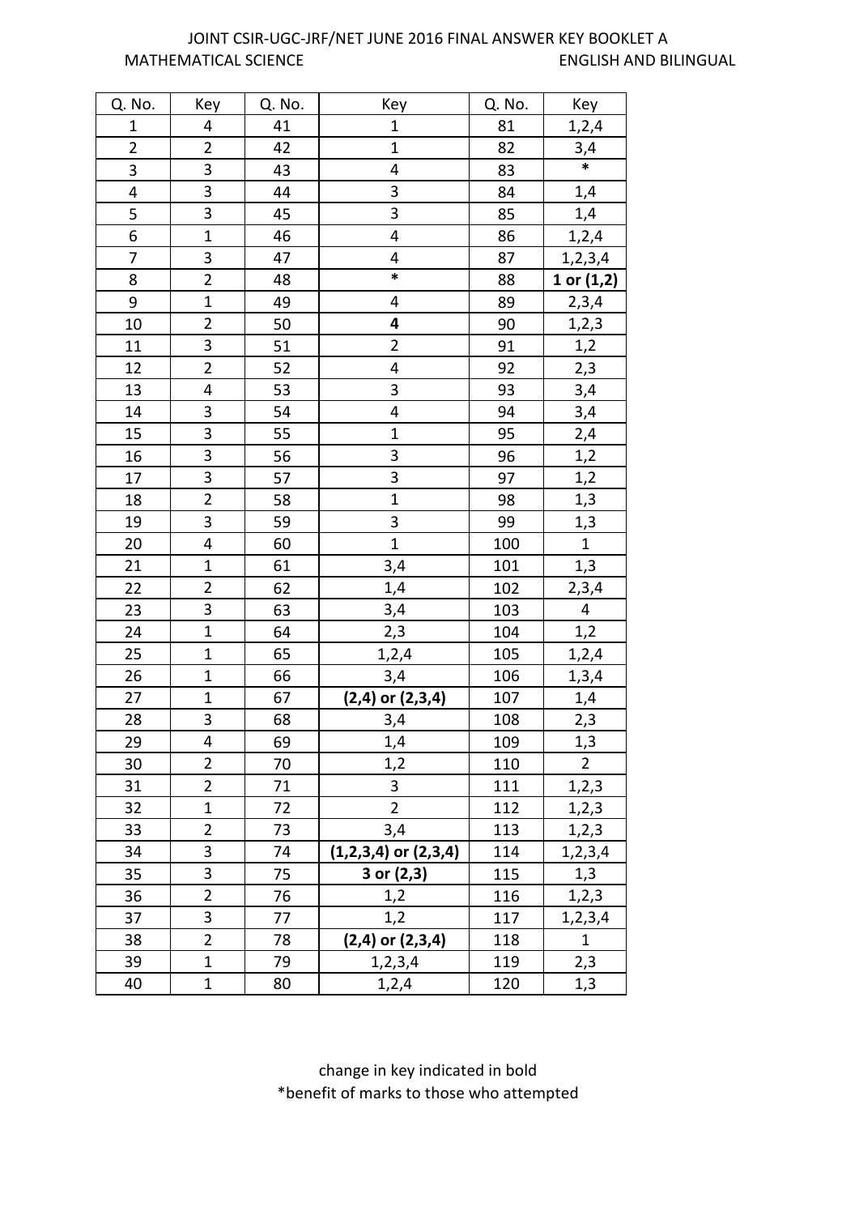JOINT CSIR-UGC-JRF/NET JUNE 2016 FINAL ANSWER KEY BOOKLET A

MATHEMATICAL SCIENCE ENGLISH AND BILINGUAL

| Q. No. | Key | Q. No. | Key | Q. No. | Key |
|---|---|---|---|---|---|
| 1 | 4 | 41 | 1 | 81 | 1,2,4 |
| 2 | 2 | 42 | 1 | 82 | 3,4 |
| 3 | 3 | 43 | 4 | 83 | * |
| 4 | 3 | 44 | 3 | 84 | 1,4 |
| 5 | 3 | 45 | 3 | 85 | 1,4 |
| 6 | 1 | 46 | 4 | 86 | 1,2,4 |
| 7 | 3 | 47 | 4 | 87 | 1,2,3,4 |
| 8 | 2 | 48 | * | 88 | **1 or (1,2)** |
| 9 | 1 | 49 | 4 | 89 | 2,3,4 |
| 10 | 2 | 50 | **4** | 90 | 1,2,3 |
| 11 | 3 | 51 | 2 | 91 | 1,2 |
| 12 | 2 | 52 | 4 | 92 | 2,3 |
| 13 | 4 | 53 | 3 | 93 | 3,4 |
| 14 | 3 | 54 | 4 | 94 | 3,4 |
| 15 | 3 | 55 | 1 | 95 | 2,4 |
| 16 | 3 | 56 | 3 | 96 | 1,2 |
| 17 | 3 | 57 | 3 | 97 | 1,2 |
| 18 | 2 | 58 | 1 | 98 | 1,3 |
| 19 | 3 | 59 | 3 | 99 | 1,3 |
| 20 | 4 | 60 | 1 | 100 | 1 |
| 21 | 1 | 61 | 3,4 | 101 | 1,3 |
| 22 | 2 | 62 | 1,4 | 102 | 2,3,4 |
| 23 | 3 | 63 | 3,4 | 103 | 4 |
| 24 | 1 | 64 | 2,3 | 104 | 1,2 |
| 25 | 1 | 65 | 1,2,4 | 105 | 1,2,4 |
| 26 | 1 | 66 | 3,4 | 106 | 1,3,4 |
| 27 | 1 | 67 | **(2,4) or (2,3,4)** | 107 | 1,4 |
| 28 | 3 | 68 | 3,4 | 108 | 2,3 |
| 29 | 4 | 69 | 1,4 | 109 | 1,3 |
| 30 | 2 | 70 | 1,2 | 110 | 2 |
| 31 | 2 | 71 | 3 | 111 | 1,2,3 |
| 32 | 1 | 72 | 2 | 112 | 1,2,3 |
| 33 | 2 | 73 | 3,4 | 113 | 1,2,3 |
| 34 | 3 | 74 | **(1,2,3,4) or (2,3,4)** | 114 | 1,2,3,4 |
| 35 | 3 | 75 | **3 or (2,3)** | 115 | 1,3 |
| 36 | 2 | 76 | 1,2 | 116 | 1,2,3 |
| 37 | 3 | 77 | 1,2 | 117 | 1,2,3,4 |
| 38 | 2 | 78 | **(2,4) or (2,3,4)** | 118 | 1 |
| 39 | 1 | 79 | 1,2,3,4 | 119 | 2,3 |
| 40 | 1 | 80 | 1,2,4 | 120 | 1,3 |

change in key indicated in bold

*benefit of marks to those who attempted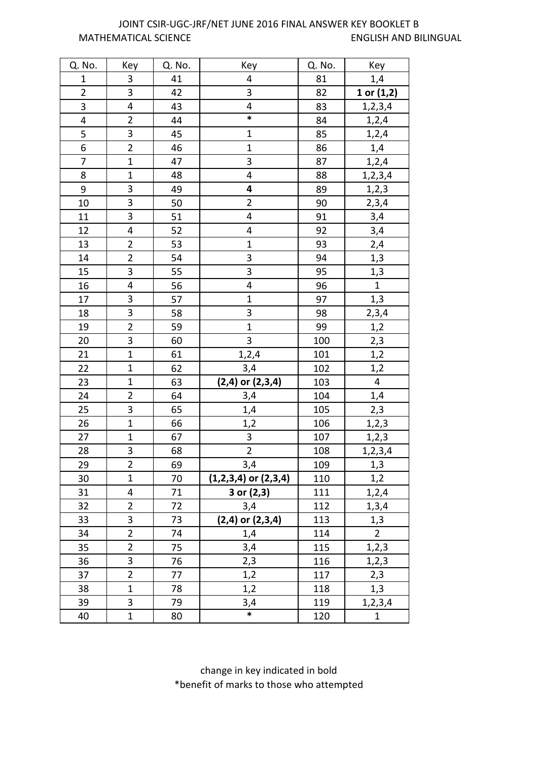JOINT CSIR-UGC-JRF/NET JUNE 2016 FINAL ANSWER KEY BOOKLET B

MATHEMATICAL SCIENCE ENGLISH AND BILINGUAL

| Q. No. | Key | Q. No. | Key | Q. No. | Key |
|---|---|---|---|---|---|
| 1 | 3 | 41 | 4 | 81 | 1,4 |
| 2 | 3 | 42 | 3 | 82 | **1 or (1,2)** |
| 3 | 4 | 43 | 4 | 83 | 1,2,3,4 |
| 4 | 2 | 44 | * | 84 | 1,2,4 |
| 5 | 3 | 45 | 1 | 85 | 1,2,4 |
| 6 | 2 | 46 | 1 | 86 | 1,4 |
| 7 | 1 | 47 | 3 | 87 | 1,2,4 |
| 8 | 1 | 48 | 4 | 88 | 1,2,3,4 |
| 9 | 3 | 49 | **4** | 89 | 1,2,3 |
| 10 | 3 | 50 | 2 | 90 | 2,3,4 |
| 11 | 3 | 51 | 4 | 91 | 3,4 |
| 12 | 4 | 52 | 4 | 92 | 3,4 |
| 13 | 2 | 53 | 1 | 93 | 2,4 |
| 14 | 2 | 54 | 3 | 94 | 1,3 |
| 15 | 3 | 55 | 3 | 95 | 1,3 |
| 16 | 4 | 56 | 4 | 96 | 1 |
| 17 | 3 | 57 | 1 | 97 | 1,3 |
| 18 | 3 | 58 | 3 | 98 | 2,3,4 |
| 19 | 2 | 59 | 1 | 99 | 1,2 |
| 20 | 3 | 60 | 3 | 100 | 2,3 |
| 21 | 1 | 61 | 1,2,4 | 101 | 1,2 |
| 22 | 1 | 62 | 3,4 | 102 | 1,2 |
| 23 | 1 | 63 | **(2,4) or (2,3,4)** | 103 | 4 |
| 24 | 2 | 64 | 3,4 | 104 | 1,4 |
| 25 | 3 | 65 | 1,4 | 105 | 2,3 |
| 26 | 1 | 66 | 1,2 | 106 | 1,2,3 |
| 27 | 1 | 67 | 3 | 107 | 1,2,3 |
| 28 | 3 | 68 | 2 | 108 | 1,2,3,4 |
| 29 | 2 | 69 | 3,4 | 109 | 1,3 |
| 30 | 1 | 70 | **(1,2,3,4) or (2,3,4)** | 110 | 1,2 |
| 31 | 4 | 71 | **3 or (2,3)** | 111 | 1,2,4 |
| 32 | 2 | 72 | 3,4 | 112 | 1,3,4 |
| 33 | 3 | 73 | **(2,4) or (2,3,4)** | 113 | 1,3 |
| 34 | 2 | 74 | 1,4 | 114 | 2 |
| 35 | 2 | 75 | 3,4 | 115 | 1,2,3 |
| 36 | 3 | 76 | 2,3 | 116 | 1,2,3 |
| 37 | 2 | 77 | 1,2 | 117 | 2,3 |
| 38 | 1 | 78 | 1,2 | 118 | 1,3 |
| 39 | 3 | 79 | 3,4 | 119 | 1,2,3,4 |
| 40 | 1 | 80 | * | 120 | 1 |

change in key indicated in bold

*benefit of marks to those who attempted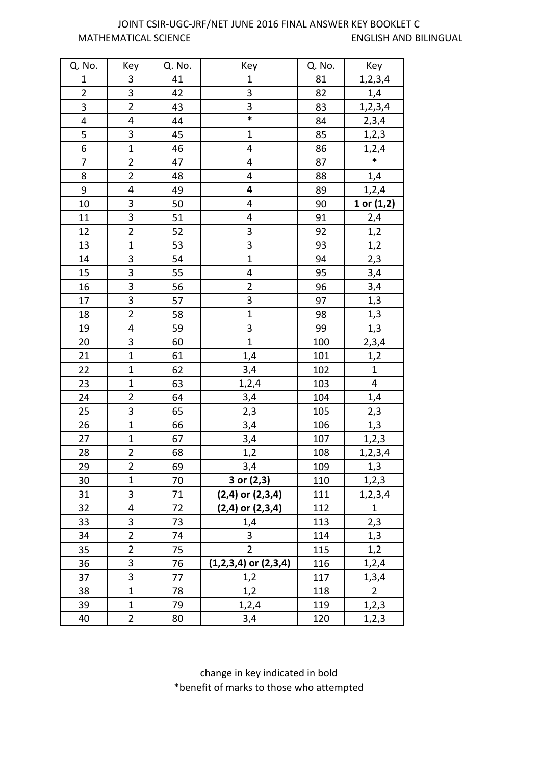JOINT CSIR-UGC-JRF/NET JUNE 2016 FINAL ANSWER KEY BOOKLET C

MATHEMATICAL SCIENCE ENGLISH AND BILINGUAL

| Q. No. | Key | Q. No. | Key | Q. No. | Key |
|---|---|---|---|---|---|
| 1 | 3 | 41 | 1 | 81 | 1,2,3,4 |
| 2 | 3 | 42 | 3 | 82 | 1,4 |
| 3 | 2 | 43 | 3 | 83 | 1,2,3,4 |
| 4 | 4 | 44 | **\*** | 84 | 2,3,4 |
| 5 | 3 | 45 | 1 | 85 | 1,2,3 |
| 6 | 1 | 46 | 4 | 86 | 1,2,4 |
| 7 | 2 | 47 | 4 | 87 | **\*** |
| 8 | 2 | 48 | 4 | 88 | 1,4 |
| 9 | 4 | 49 | **4** | 89 | 1,2,4 |
| 10 | 3 | 50 | 4 | 90 | **1 or (1,2)** |
| 11 | 3 | 51 | 4 | 91 | 2,4 |
| 12 | 2 | 52 | 3 | 92 | 1,2 |
| 13 | 1 | 53 | 3 | 93 | 1,2 |
| 14 | 3 | 54 | 1 | 94 | 2,3 |
| 15 | 3 | 55 | 4 | 95 | 3,4 |
| 16 | 3 | 56 | 2 | 96 | 3,4 |
| 17 | 3 | 57 | 3 | 97 | 1,3 |
| 18 | 2 | 58 | 1 | 98 | 1,3 |
| 19 | 4 | 59 | 3 | 99 | 1,3 |
| 20 | 3 | 60 | 1 | 100 | 2,3,4 |
| 21 | 1 | 61 | 1,4 | 101 | 1,2 |
| 22 | 1 | 62 | 3,4 | 102 | 1 |
| 23 | 1 | 63 | 1,2,4 | 103 | 4 |
| 24 | 2 | 64 | 3,4 | 104 | 1,4 |
| 25 | 3 | 65 | 2,3 | 105 | 2,3 |
| 26 | 1 | 66 | 3,4 | 106 | 1,3 |
| 27 | 1 | 67 | 3,4 | 107 | 1,2,3 |
| 28 | 2 | 68 | 1,2 | 108 | 1,2,3,4 |
| 29 | 2 | 69 | 3,4 | 109 | 1,3 |
| 30 | 1 | 70 | **3 or (2,3)** | 110 | 1,2,3 |
| 31 | 3 | 71 | **(2,4) or (2,3,4)** | 111 | 1,2,3,4 |
| 32 | 4 | 72 | **(2,4) or (2,3,4)** | 112 | 1 |
| 33 | 3 | 73 | 1,4 | 113 | 2,3 |
| 34 | 2 | 74 | 3 | 114 | 1,3 |
| 35 | 2 | 75 | 2 | 115 | 1,2 |
| 36 | 3 | 76 | **(1,2,3,4) or (2,3,4)** | 116 | 1,2,4 |
| 37 | 3 | 77 | 1,2 | 117 | 1,3,4 |
| 38 | 1 | 78 | 1,2 | 118 | 2 |
| 39 | 1 | 79 | 1,2,4 | 119 | 1,2,3 |
| 40 | 2 | 80 | 3,4 | 120 | 1,2,3 |

change in key indicated in bold

*benefit of marks to those who attempted